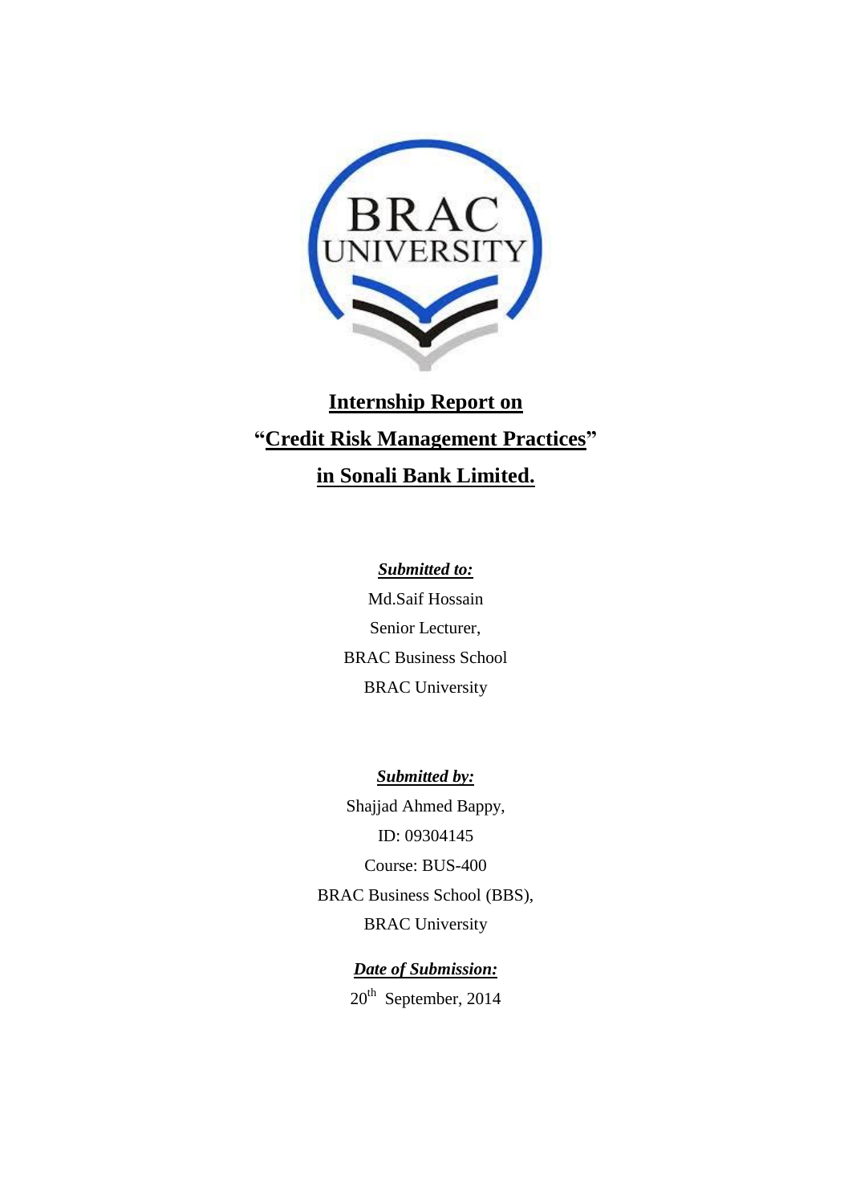# Internship Report on

# "Credit Risk Management Practices"

# in Sonali Bank Limited.

***Submitted to:***

Md.Saif Hossain

Senior Lecturer,

BRAC Business School

BRAC University

***Submitted by:***

Shajjad Ahmed Bappy,

ID: 09304145

Course: BUS-400

BRAC Business School (BBS),

BRAC University

***Date of Submission:***

20th September, 2014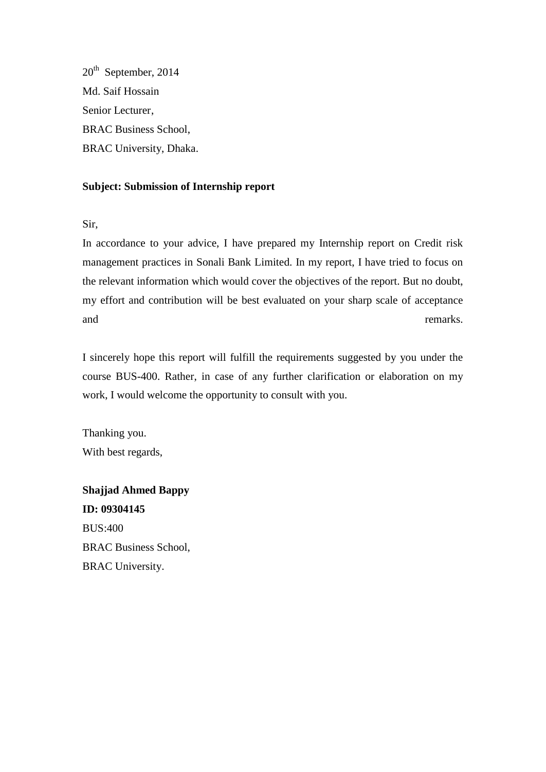20th September, 2014

Md. Saif Hossain

Senior Lecturer,

BRAC Business School,

BRAC University, Dhaka.

**Subject: Submission of Internship report**

Sir,

In accordance to your advice, I have prepared my Internship report on Credit risk management practices in Sonali Bank Limited. In my report, I have tried to focus on the relevant information which would cover the objectives of the report. But no doubt, my effort and contribution will be best evaluated on your sharp scale of acceptance and remarks.

I sincerely hope this report will fulfill the requirements suggested by you under the course BUS-400. Rather, in case of any further clarification or elaboration on my work, I would welcome the opportunity to consult with you.

Thanking you.

With best regards,

**Shajjad Ahmed Bappy**

**ID: 09304145**

BUS:400

BRAC Business School,

BRAC University.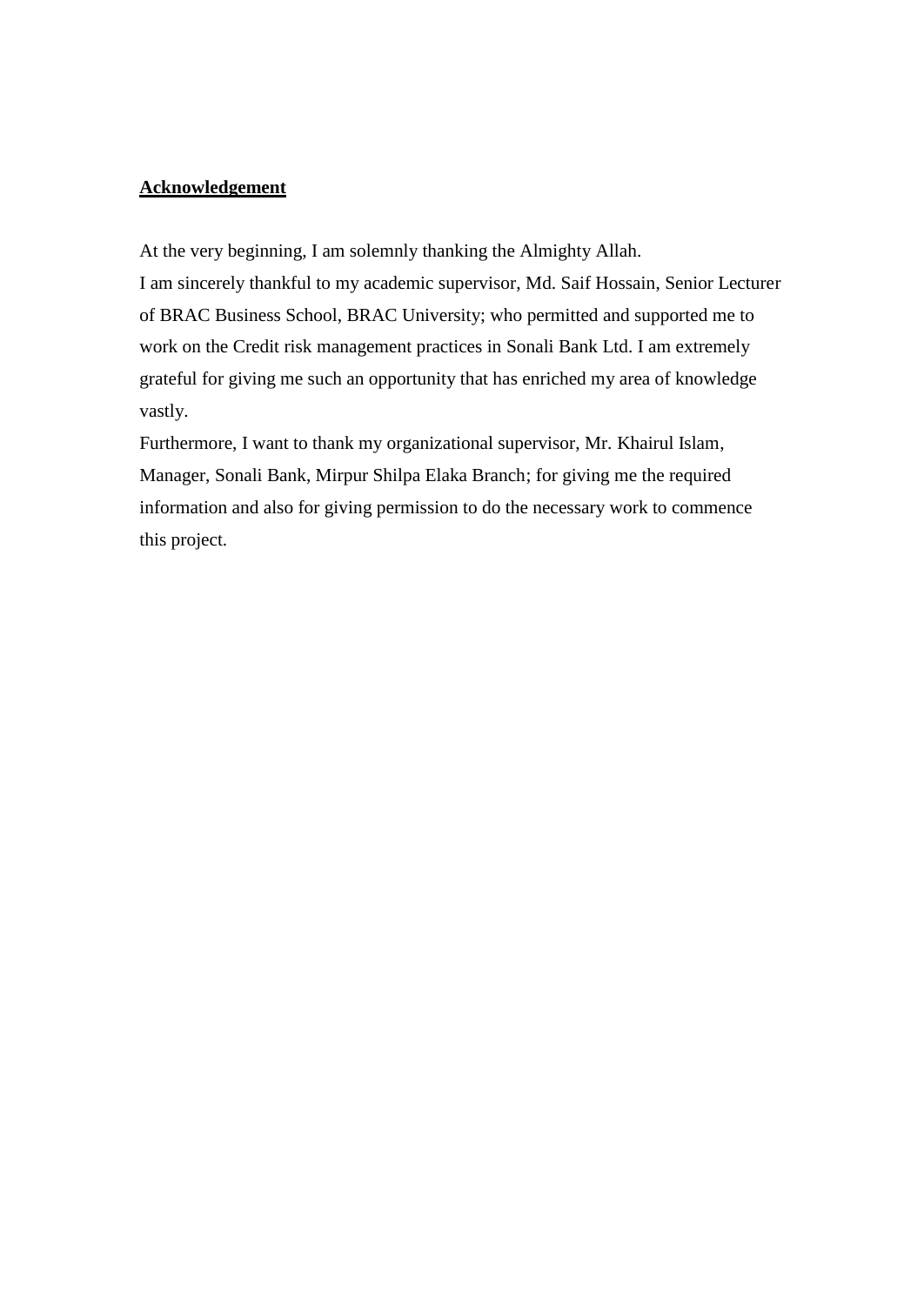## Acknowledgement

At the very beginning, I am solemnly thanking the Almighty Allah.

I am sincerely thankful to my academic supervisor, Md. Saif Hossain, Senior Lecturer of BRAC Business School, BRAC University; who permitted and supported me to work on the Credit risk management practices in Sonali Bank Ltd. I am extremely grateful for giving me such an opportunity that has enriched my area of knowledge vastly.

Furthermore, I want to thank my organizational supervisor, Mr. Khairul Islam, Manager, Sonali Bank, Mirpur Shilpa Elaka Branch; for giving me the required information and also for giving permission to do the necessary work to commence this project.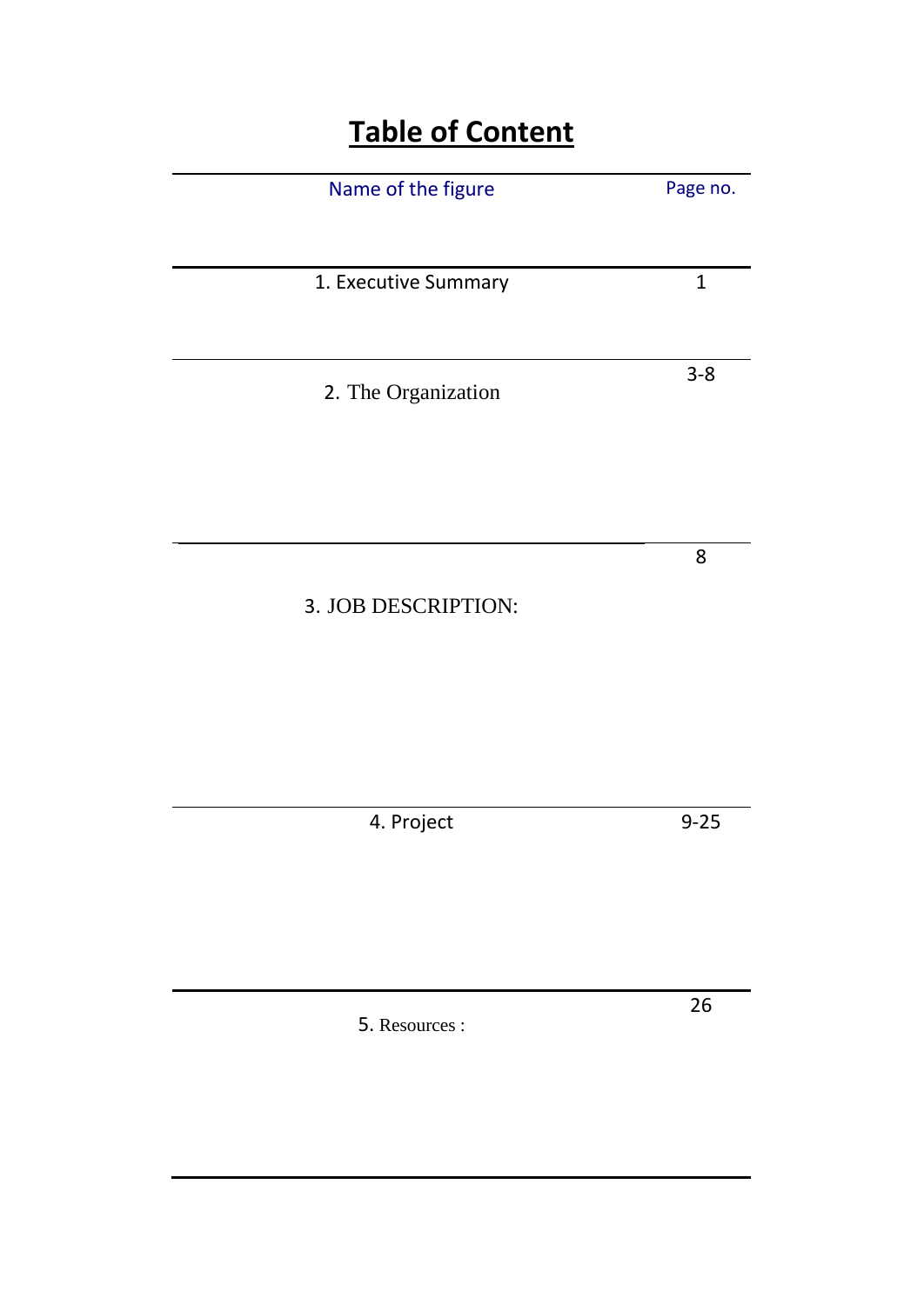# Table of Content

| Name of the figure | Page no. |
| --- | --- |
| 1. Executive Summary | 1 |
| 2. The Organization | 3-8 |
| 3. JOB DESCRIPTION: | 8 |
| 4. Project | 9-25 |
| 5. Resources : | 26 |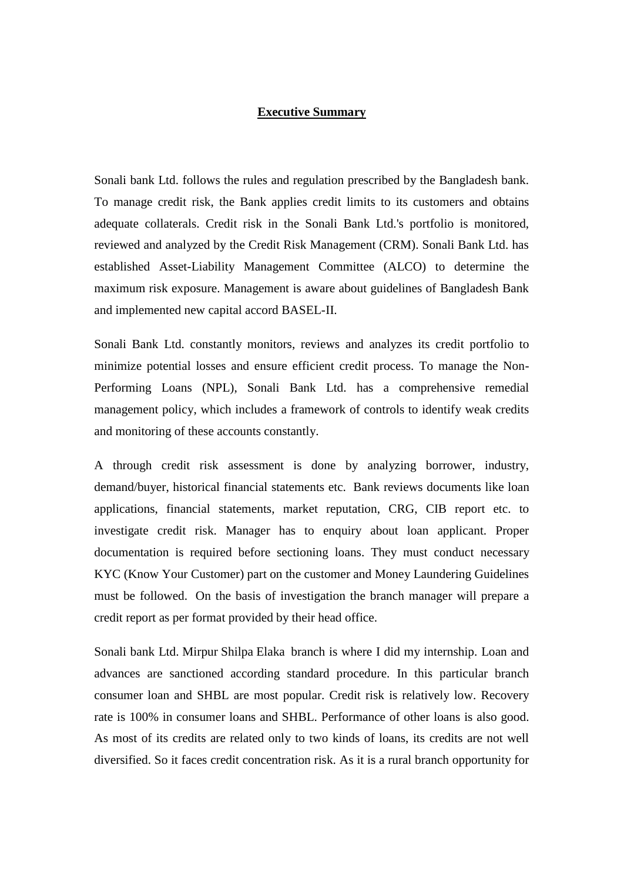## Executive Summary

Sonali bank Ltd. follows the rules and regulation prescribed by the Bangladesh bank. To manage credit risk, the Bank applies credit limits to its customers and obtains adequate collaterals. Credit risk in the Sonali Bank Ltd.'s portfolio is monitored, reviewed and analyzed by the Credit Risk Management (CRM). Sonali Bank Ltd. has established Asset-Liability Management Committee (ALCO) to determine the maximum risk exposure. Management is aware about guidelines of Bangladesh Bank and implemented new capital accord BASEL-II.

Sonali Bank Ltd. constantly monitors, reviews and analyzes its credit portfolio to minimize potential losses and ensure efficient credit process. To manage the Non-Performing Loans (NPL), Sonali Bank Ltd. has a comprehensive remedial management policy, which includes a framework of controls to identify weak credits and monitoring of these accounts constantly.

A through credit risk assessment is done by analyzing borrower, industry, demand/buyer, historical financial statements etc. Bank reviews documents like loan applications, financial statements, market reputation, CRG, CIB report etc. to investigate credit risk. Manager has to enquiry about loan applicant. Proper documentation is required before sectioning loans. They must conduct necessary KYC (Know Your Customer) part on the customer and Money Laundering Guidelines must be followed. On the basis of investigation the branch manager will prepare a credit report as per format provided by their head office.

Sonali bank Ltd. Mirpur Shilpa Elaka branch is where I did my internship. Loan and advances are sanctioned according standard procedure. In this particular branch consumer loan and SHBL are most popular. Credit risk is relatively low. Recovery rate is 100% in consumer loans and SHBL. Performance of other loans is also good. As most of its credits are related only to two kinds of loans, its credits are not well diversified. So it faces credit concentration risk. As it is a rural branch opportunity for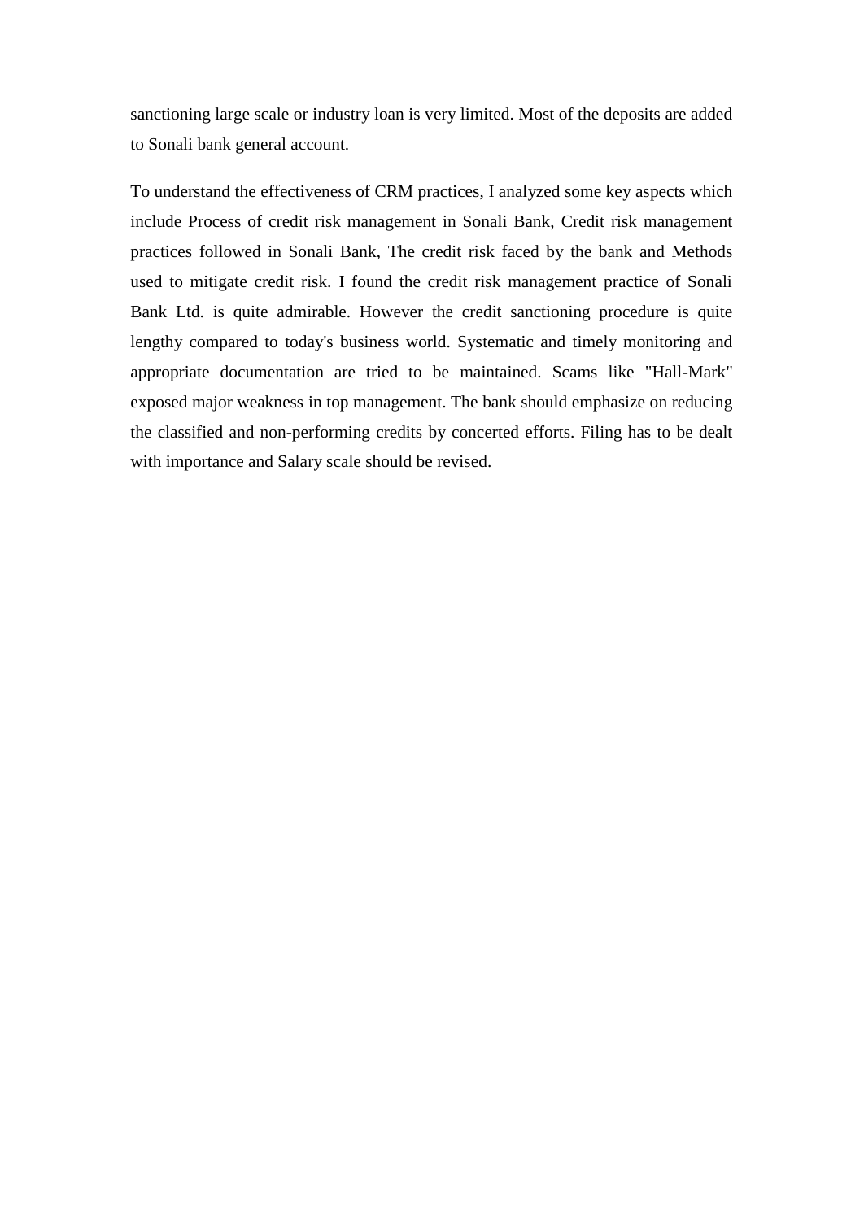sanctioning large scale or industry loan is very limited. Most of the deposits are added to Sonali bank general account.

To understand the effectiveness of CRM practices, I analyzed some key aspects which include Process of credit risk management in Sonali Bank, Credit risk management practices followed in Sonali Bank, The credit risk faced by the bank and Methods used to mitigate credit risk. I found the credit risk management practice of Sonali Bank Ltd. is quite admirable. However the credit sanctioning procedure is quite lengthy compared to today's business world. Systematic and timely monitoring and appropriate documentation are tried to be maintained. Scams like "Hall-Mark" exposed major weakness in top management. The bank should emphasize on reducing the classified and non-performing credits by concerted efforts. Filing has to be dealt with importance and Salary scale should be revised.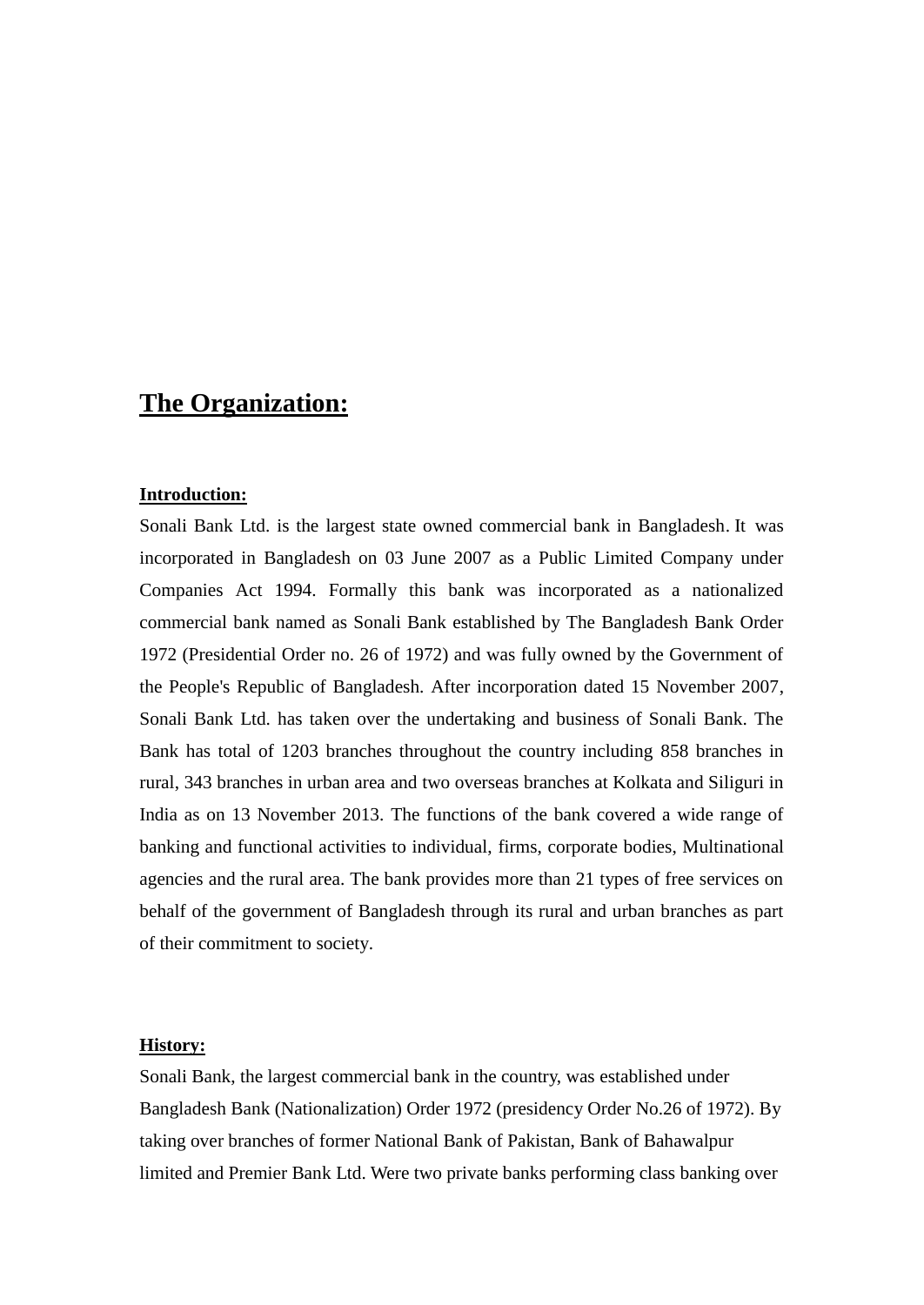## The Organization:

**Introduction:**

Sonali Bank Ltd. is the largest state owned commercial bank in Bangladesh. It was incorporated in Bangladesh on 03 June 2007 as a Public Limited Company under Companies Act 1994. Formally this bank was incorporated as a nationalized commercial bank named as Sonali Bank established by The Bangladesh Bank Order 1972 (Presidential Order no. 26 of 1972) and was fully owned by the Government of the People's Republic of Bangladesh. After incorporation dated 15 November 2007, Sonali Bank Ltd. has taken over the undertaking and business of Sonali Bank. The Bank has total of 1203 branches throughout the country including 858 branches in rural, 343 branches in urban area and two overseas branches at Kolkata and Siliguri in India as on 13 November 2013. The functions of the bank covered a wide range of banking and functional activities to individual, firms, corporate bodies, Multinational agencies and the rural area. The bank provides more than 21 types of free services on behalf of the government of Bangladesh through its rural and urban branches as part of their commitment to society.

**History:**

Sonali Bank, the largest commercial bank in the country, was established under Bangladesh Bank (Nationalization) Order 1972 (presidency Order No.26 of 1972). By taking over branches of former National Bank of Pakistan, Bank of Bahawalpur limited and Premier Bank Ltd. Were two private banks performing class banking over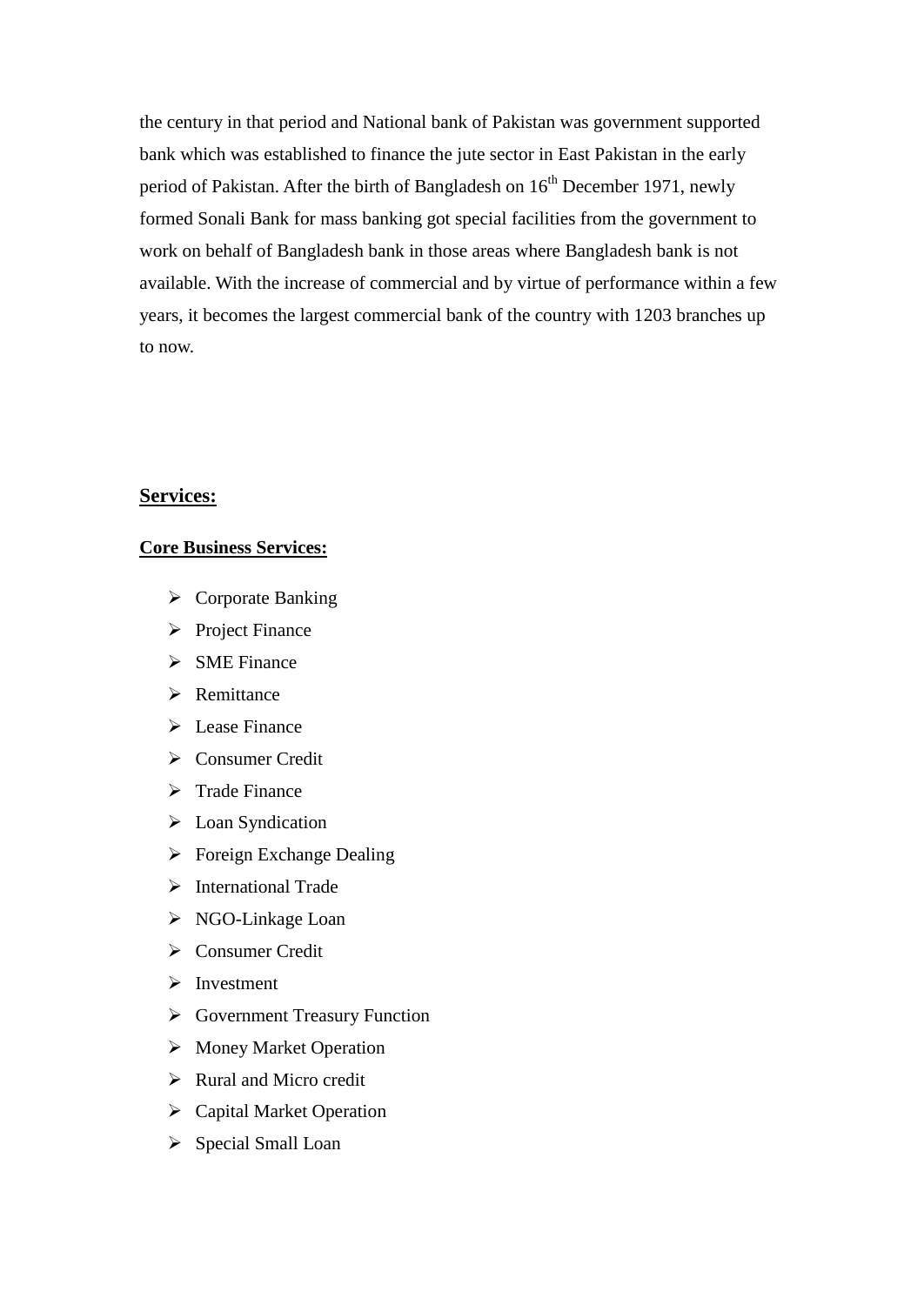the century in that period and National bank of Pakistan was government supported bank which was established to finance the jute sector in East Pakistan in the early period of Pakistan. After the birth of Bangladesh on 16th December 1971, newly formed Sonali Bank for mass banking got special facilities from the government to work on behalf of Bangladesh bank in those areas where Bangladesh bank is not available. With the increase of commercial and by virtue of performance within a few years, it becomes the largest commercial bank of the country with 1203 branches up to now.

**Services:**

**Core Business Services:**

- Corporate Banking
- Project Finance
- SME Finance
- Remittance
- Lease Finance
- Consumer Credit
- Trade Finance
- Loan Syndication
- Foreign Exchange Dealing
- International Trade
- NGO-Linkage Loan
- Consumer Credit
- Investment
- Government Treasury Function
- Money Market Operation
- Rural and Micro credit
- Capital Market Operation
- Special Small Loan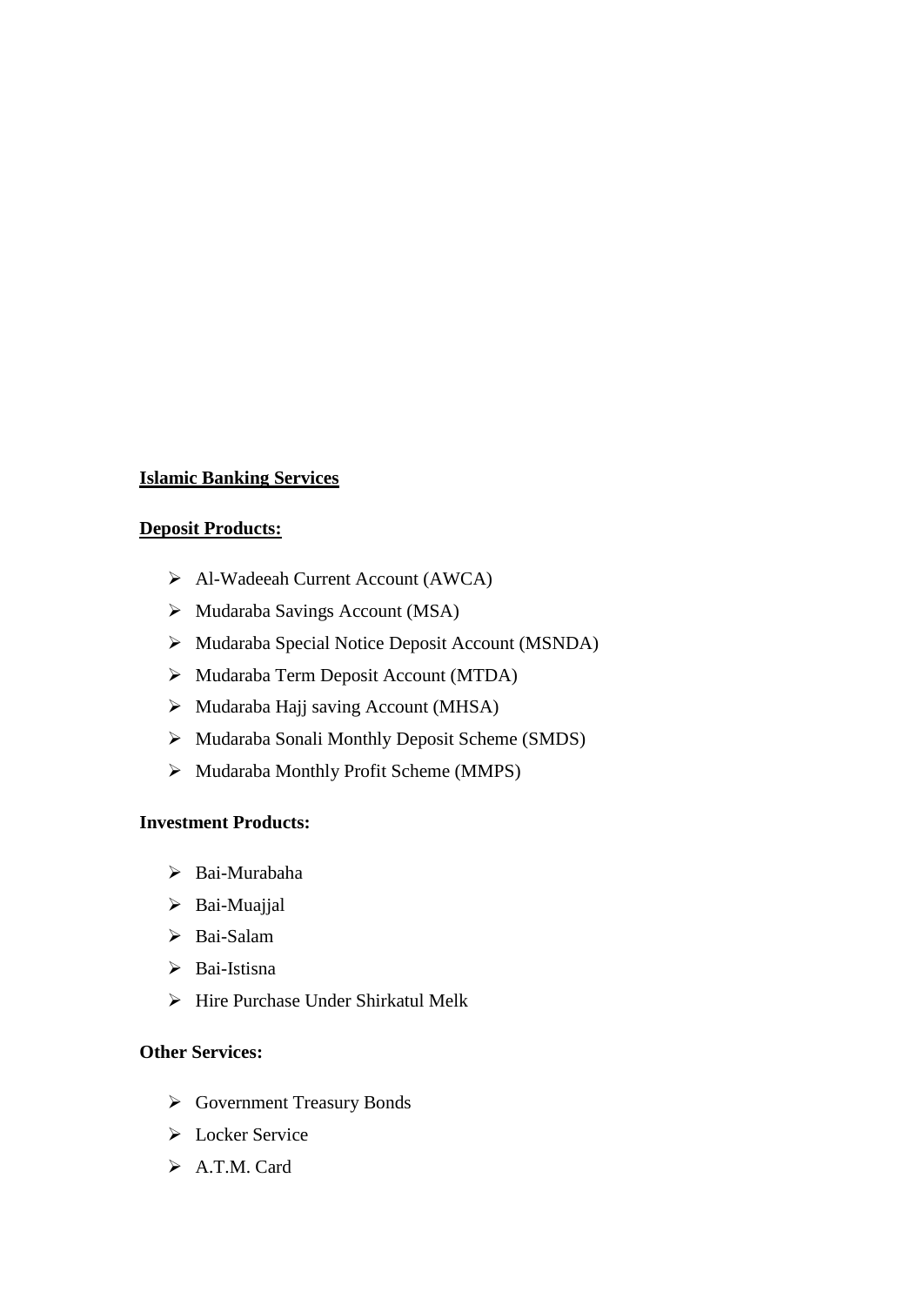**Islamic Banking Services**

**Deposit Products:**

- Al-Wadeeah Current Account (AWCA)
- Mudaraba Savings Account (MSA)
- Mudaraba Special Notice Deposit Account (MSNDA)
- Mudaraba Term Deposit Account (MTDA)
- Mudaraba Hajj saving Account (MHSA)
- Mudaraba Sonali Monthly Deposit Scheme (SMDS)
- Mudaraba Monthly Profit Scheme (MMPS)

**Investment Products:**

- Bai-Murabaha
- Bai-Muajjal
- Bai-Salam
- Bai-Istisna
- Hire Purchase Under Shirkatul Melk

**Other Services:**

- Government Treasury Bonds
- Locker Service
- A.T.M. Card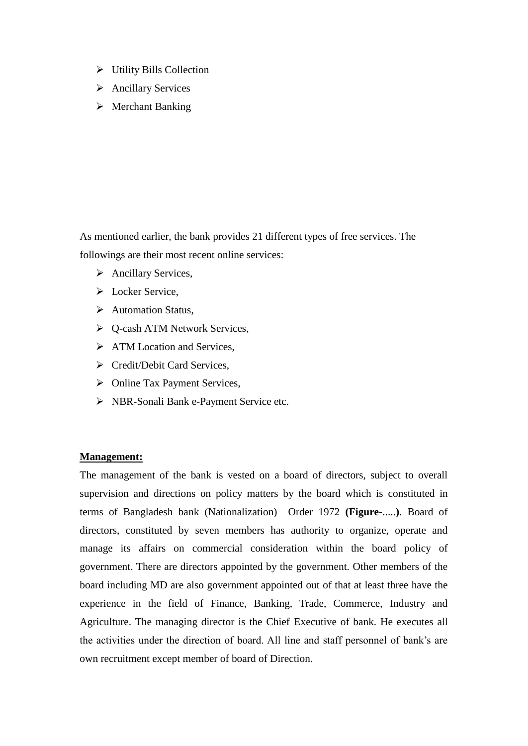- Utility Bills Collection
- Ancillary Services
- Merchant Banking

As mentioned earlier, the bank provides 21 different types of free services. The followings are their most recent online services:

- Ancillary Services,
- Locker Service,
- Automation Status,
- Q-cash ATM Network Services,
- ATM Location and Services,
- Credit/Debit Card Services,
- Online Tax Payment Services,
- NBR-Sonali Bank e-Payment Service etc.

**Management:**

The management of the bank is vested on a board of directors, subject to overall supervision and directions on policy matters by the board which is constituted in terms of Bangladesh bank (Nationalization) Order 1972 **(Figure-.....)**. Board of directors, constituted by seven members has authority to organize, operate and manage its affairs on commercial consideration within the board policy of government. There are directors appointed by the government. Other members of the board including MD are also government appointed out of that at least three have the experience in the field of Finance, Banking, Trade, Commerce, Industry and Agriculture. The managing director is the Chief Executive of bank. He executes all the activities under the direction of board. All line and staff personnel of bank's are own recruitment except member of board of Direction.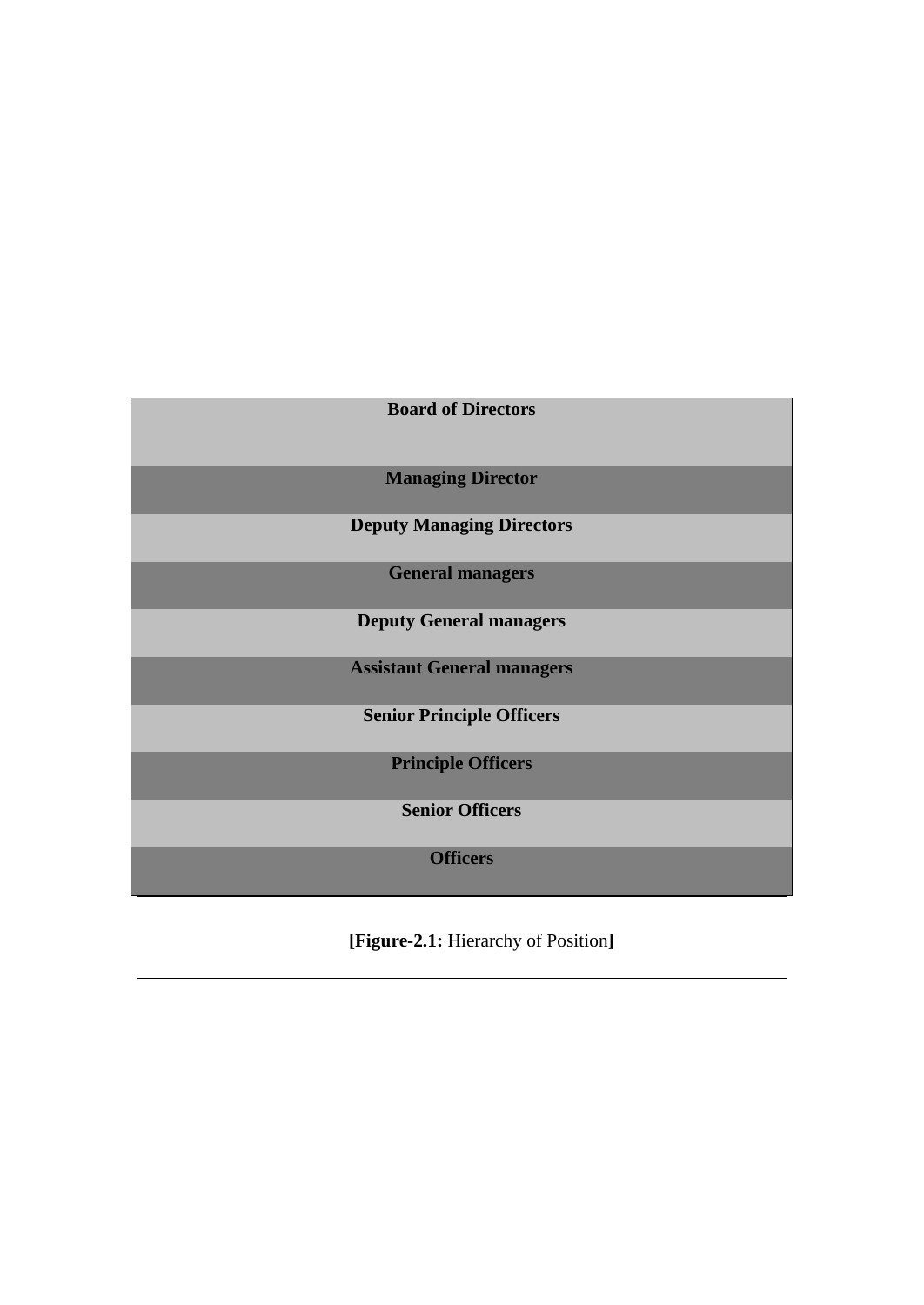| Board of Directors |
| --- |
| Managing Director |
| Deputy Managing Directors |
| General managers |
| Deputy General managers |
| Assistant General managers |
| Senior Principle Officers |
| Principle Officers |
| Senior Officers |
| Officers |

**[Figure-2.1:** Hierarchy of Position**]**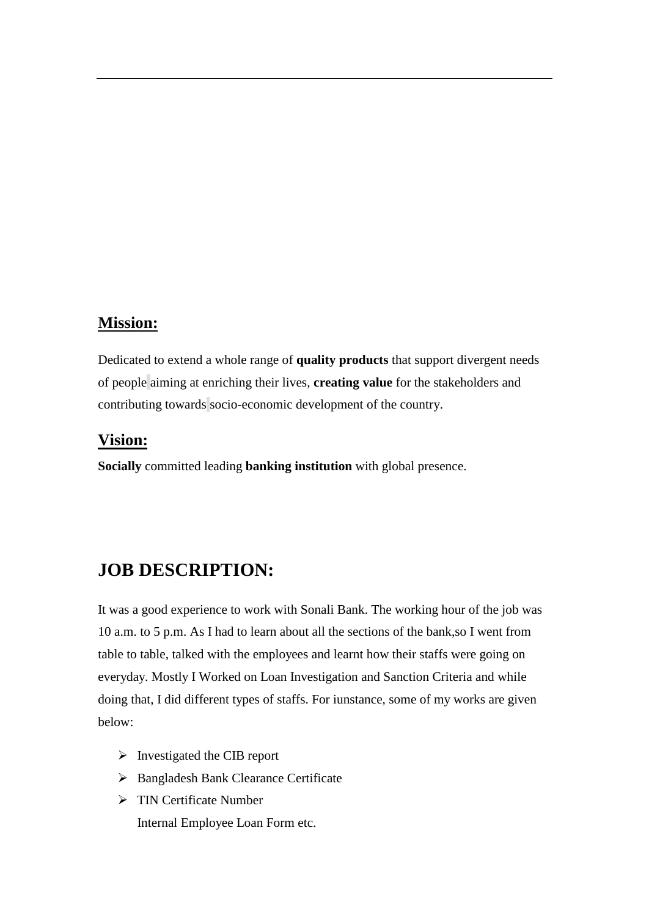## Mission:

Dedicated to extend a whole range of **quality products** that support divergent needs of people aiming at enriching their lives, **creating value** for the stakeholders and contributing towards socio-economic development of the country.

## Vision:

**Socially** committed leading **banking institution** with global presence.

# JOB DESCRIPTION:

It was a good experience to work with Sonali Bank. The working hour of the job was 10 a.m. to 5 p.m. As I had to learn about all the sections of the bank,so I went from table to table, talked with the employees and learnt how their staffs were going on everyday. Mostly I Worked on Loan Investigation and Sanction Criteria and while doing that, I did different types of staffs. For iunstance, some of my works are given below:

- Investigated the CIB report
- Bangladesh Bank Clearance Certificate
- TIN Certificate Number
  Internal Employee Loan Form etc.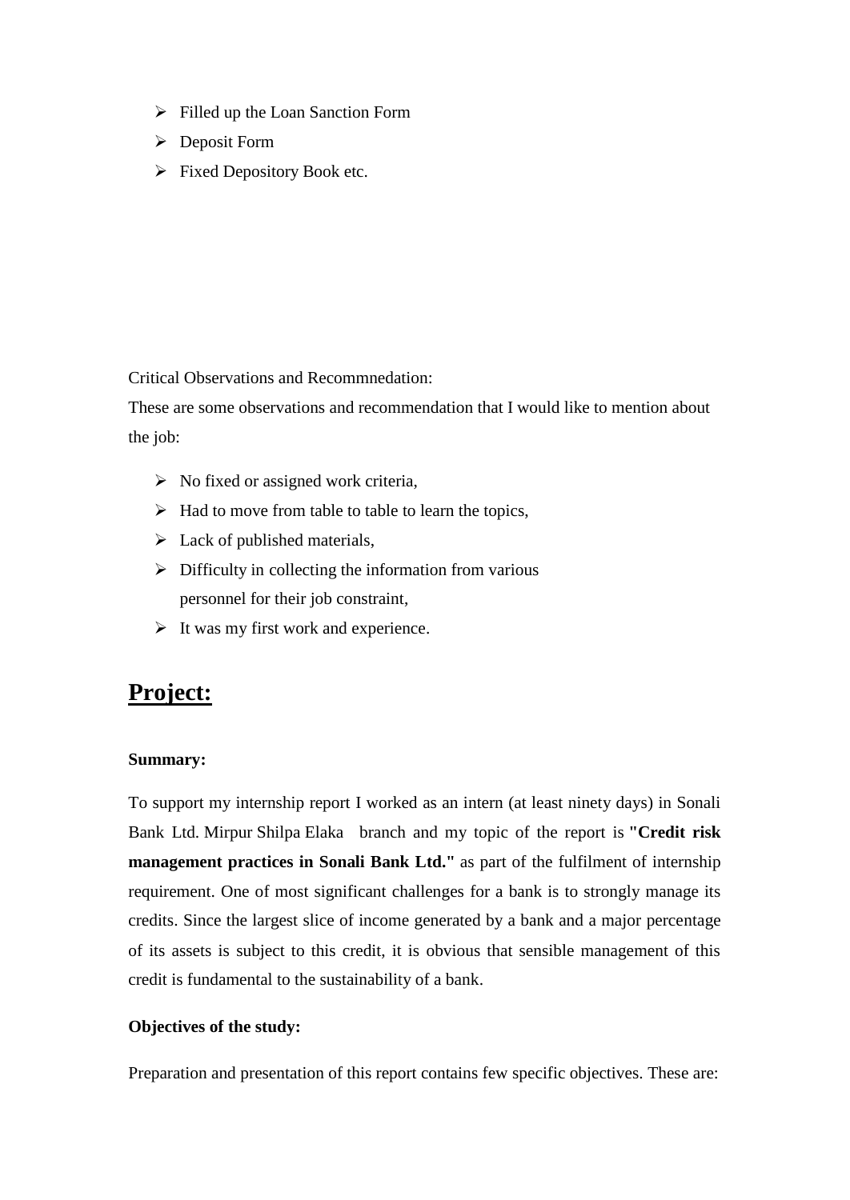- Filled up the Loan Sanction Form
- Deposit Form
- Fixed Depository Book etc.

Critical Observations and Recommnedation:

These are some observations and recommendation that I would like to mention about the job:

- No fixed or assigned work criteria,
- Had to move from table to table to learn the topics,
- Lack of published materials,
- Difficulty in collecting the information from various personnel for their job constraint,
- It was my first work and experience.

# Project:

**Summary:**

To support my internship report I worked as an intern (at least ninety days) in Sonali Bank Ltd. Mirpur Shilpa Elaka branch and my topic of the report is **"Credit risk management practices in Sonali Bank Ltd."** as part of the fulfilment of internship requirement. One of most significant challenges for a bank is to strongly manage its credits. Since the largest slice of income generated by a bank and a major percentage of its assets is subject to this credit, it is obvious that sensible management of this credit is fundamental to the sustainability of a bank.

**Objectives of the study:**

Preparation and presentation of this report contains few specific objectives. These are: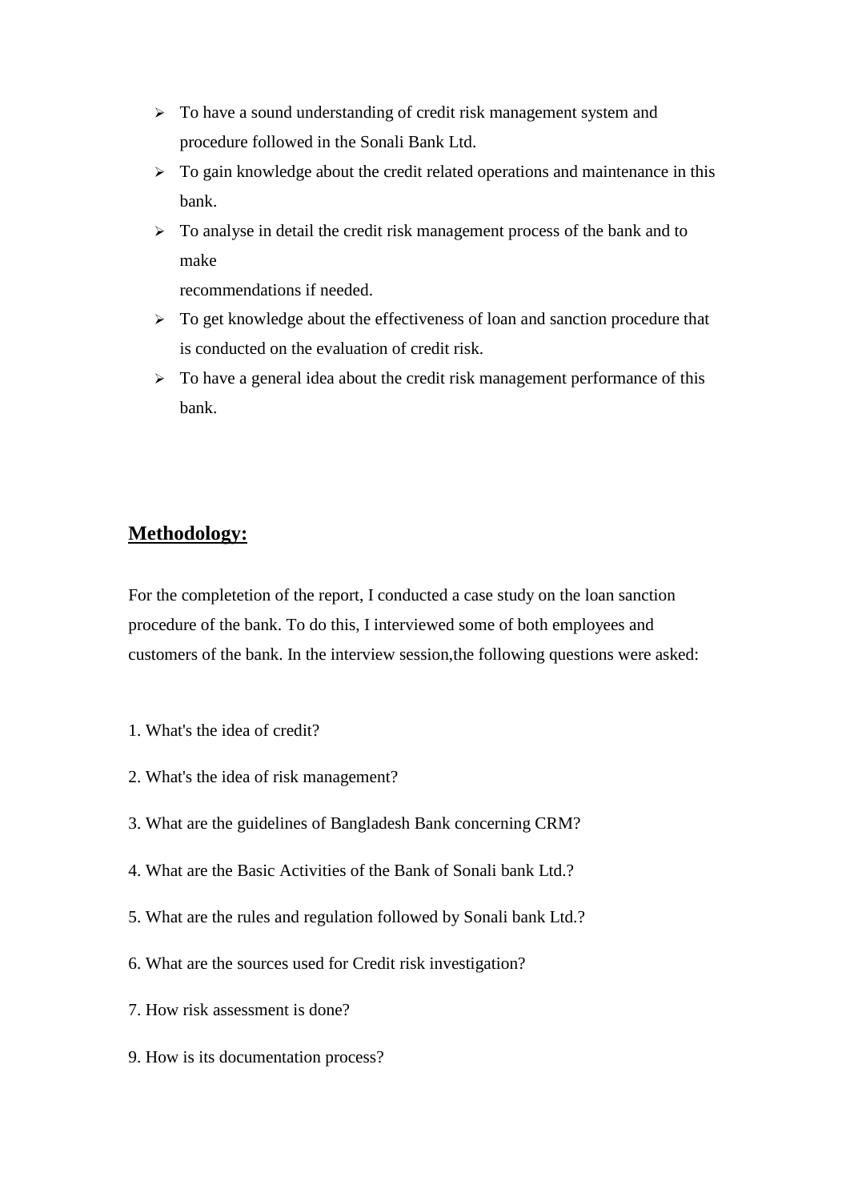- To have a sound understanding of credit risk management system and procedure followed in the Sonali Bank Ltd.
- To gain knowledge about the credit related operations and maintenance in this bank.
- To analyse in detail the credit risk management process of the bank and to make
  recommendations if needed.
- To get knowledge about the effectiveness of loan and sanction procedure that is conducted on the evaluation of credit risk.
- To have a general idea about the credit risk management performance of this bank.

## Methodology:

For the completetion of the report, I conducted a case study on the loan sanction procedure of the bank. To do this, I interviewed some of both employees and customers of the bank. In the interview session,the following questions were asked:

1. What's the idea of credit?

2. What's the idea of risk management?

3. What are the guidelines of Bangladesh Bank concerning CRM?

4. What are the Basic Activities of the Bank of Sonali bank Ltd.?

5. What are the rules and regulation followed by Sonali bank Ltd.?

6. What are the sources used for Credit risk investigation?

7. How risk assessment is done?

9. How is its documentation process?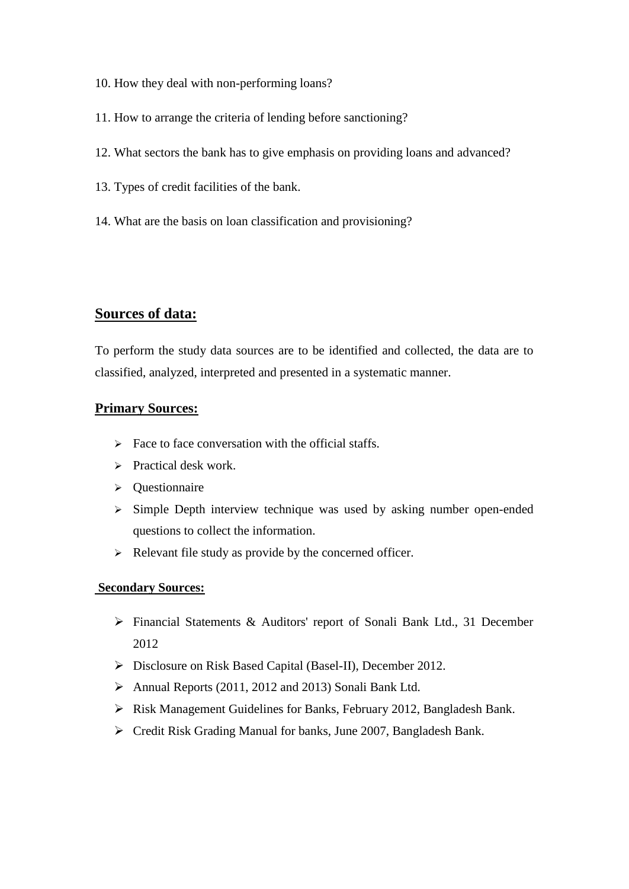10. How they deal with non-performing loans?

11. How to arrange the criteria of lending before sanctioning?

12. What sectors the bank has to give emphasis on providing loans and advanced?

13. Types of credit facilities of the bank.

14. What are the basis on loan classification and provisioning?

## Sources of data:

To perform the study data sources are to be identified and collected, the data are to classified, analyzed, interpreted and presented in a systematic manner.

### Primary Sources:

- Face to face conversation with the official staffs.
- Practical desk work.
- Questionnaire
- Simple Depth interview technique was used by asking number open-ended questions to collect the information.
- Relevant file study as provide by the concerned officer.

#### Secondary Sources:

- Financial Statements & Auditors' report of Sonali Bank Ltd., 31 December 2012
- Disclosure on Risk Based Capital (Basel-II), December 2012.
- Annual Reports (2011, 2012 and 2013) Sonali Bank Ltd.
- Risk Management Guidelines for Banks, February 2012, Bangladesh Bank.
- Credit Risk Grading Manual for banks, June 2007, Bangladesh Bank.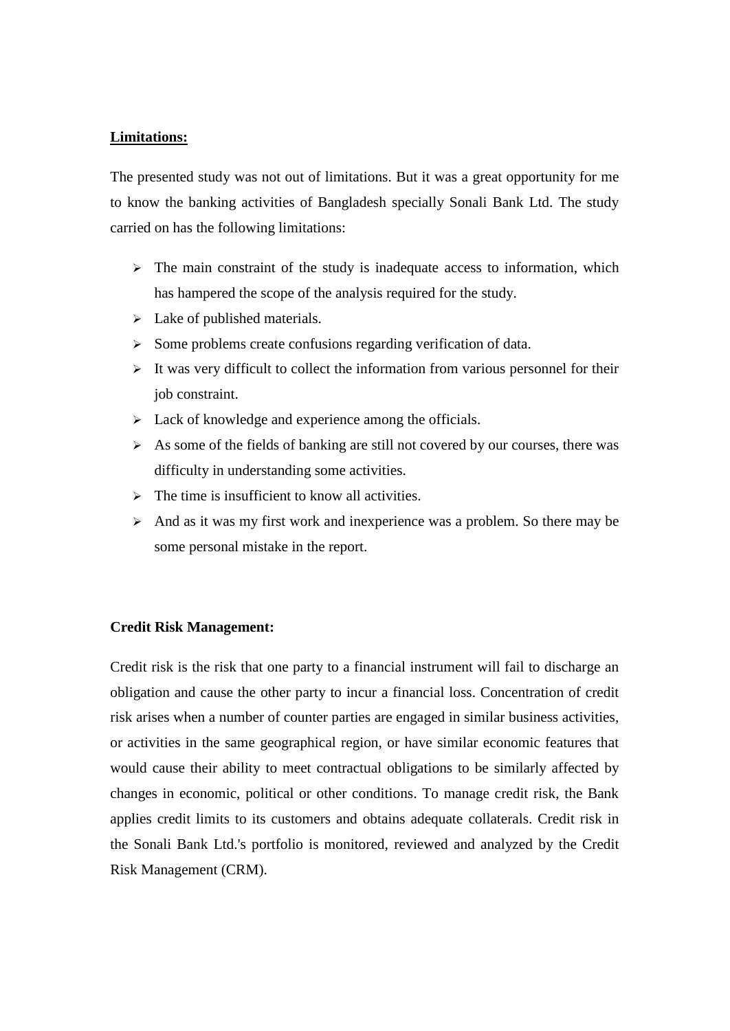**<u>Limitations:</u>**

The presented study was not out of limitations. But it was a great opportunity for me to know the banking activities of Bangladesh specially Sonali Bank Ltd. The study carried on has the following limitations:

- The main constraint of the study is inadequate access to information, which has hampered the scope of the analysis required for the study.
- Lake of published materials.
- Some problems create confusions regarding verification of data.
- It was very difficult to collect the information from various personnel for their job constraint.
- Lack of knowledge and experience among the officials.
- As some of the fields of banking are still not covered by our courses, there was difficulty in understanding some activities.
- The time is insufficient to know all activities.
- And as it was my first work and inexperience was a problem. So there may be some personal mistake in the report.

**Credit Risk Management:**

Credit risk is the risk that one party to a financial instrument will fail to discharge an obligation and cause the other party to incur a financial loss. Concentration of credit risk arises when a number of counter parties are engaged in similar business activities, or activities in the same geographical region, or have similar economic features that would cause their ability to meet contractual obligations to be similarly affected by changes in economic, political or other conditions. To manage credit risk, the Bank applies credit limits to its customers and obtains adequate collaterals. Credit risk in the Sonali Bank Ltd.'s portfolio is monitored, reviewed and analyzed by the Credit Risk Management (CRM).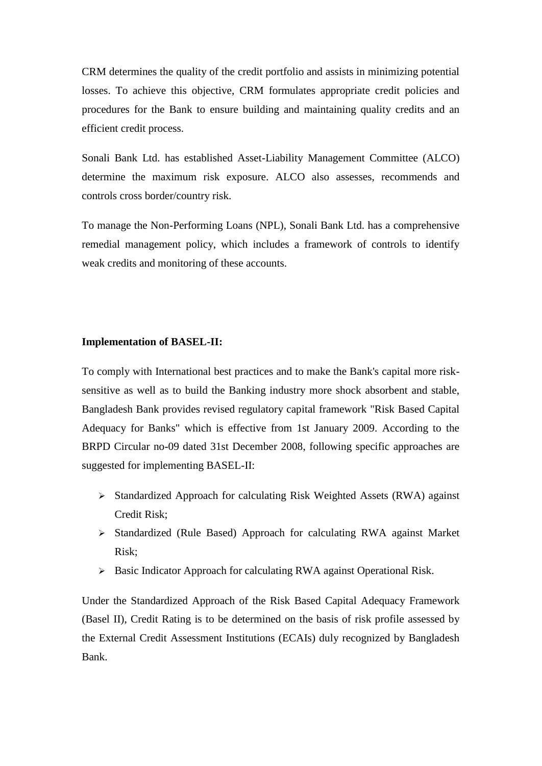CRM determines the quality of the credit portfolio and assists in minimizing potential losses. To achieve this objective, CRM formulates appropriate credit policies and procedures for the Bank to ensure building and maintaining quality credits and an efficient credit process.

Sonali Bank Ltd. has established Asset-Liability Management Committee (ALCO) determine the maximum risk exposure. ALCO also assesses, recommends and controls cross border/country risk.

To manage the Non-Performing Loans (NPL), Sonali Bank Ltd. has a comprehensive remedial management policy, which includes a framework of controls to identify weak credits and monitoring of these accounts.

**Implementation of BASEL-II:**

To comply with International best practices and to make the Bank's capital more risk-sensitive as well as to build the Banking industry more shock absorbent and stable, Bangladesh Bank provides revised regulatory capital framework "Risk Based Capital Adequacy for Banks" which is effective from 1st January 2009. According to the BRPD Circular no-09 dated 31st December 2008, following specific approaches are suggested for implementing BASEL-II:

- Standardized Approach for calculating Risk Weighted Assets (RWA) against Credit Risk;
- Standardized (Rule Based) Approach for calculating RWA against Market Risk;
- Basic Indicator Approach for calculating RWA against Operational Risk.

Under the Standardized Approach of the Risk Based Capital Adequacy Framework (Basel II), Credit Rating is to be determined on the basis of risk profile assessed by the External Credit Assessment Institutions (ECAIs) duly recognized by Bangladesh Bank.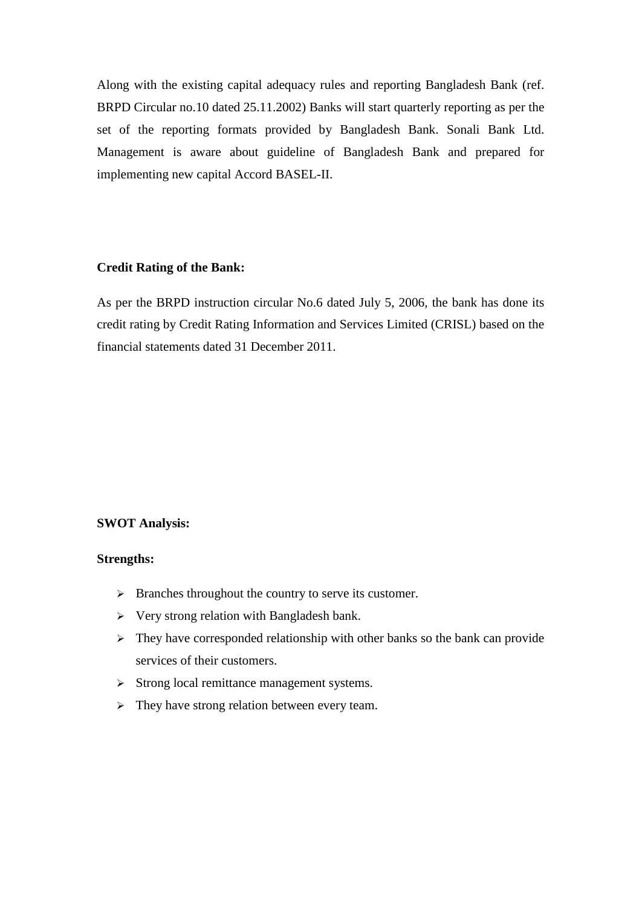Along with the existing capital adequacy rules and reporting Bangladesh Bank (ref. BRPD Circular no.10 dated 25.11.2002) Banks will start quarterly reporting as per the set of the reporting formats provided by Bangladesh Bank. Sonali Bank Ltd. Management is aware about guideline of Bangladesh Bank and prepared for implementing new capital Accord BASEL-II.

**Credit Rating of the Bank:**

As per the BRPD instruction circular No.6 dated July 5, 2006, the bank has done its credit rating by Credit Rating Information and Services Limited (CRISL) based on the financial statements dated 31 December 2011.

**SWOT Analysis:**

**Strengths:**

- Branches throughout the country to serve its customer.
- Very strong relation with Bangladesh bank.
- They have corresponded relationship with other banks so the bank can provide services of their customers.
- Strong local remittance management systems.
- They have strong relation between every team.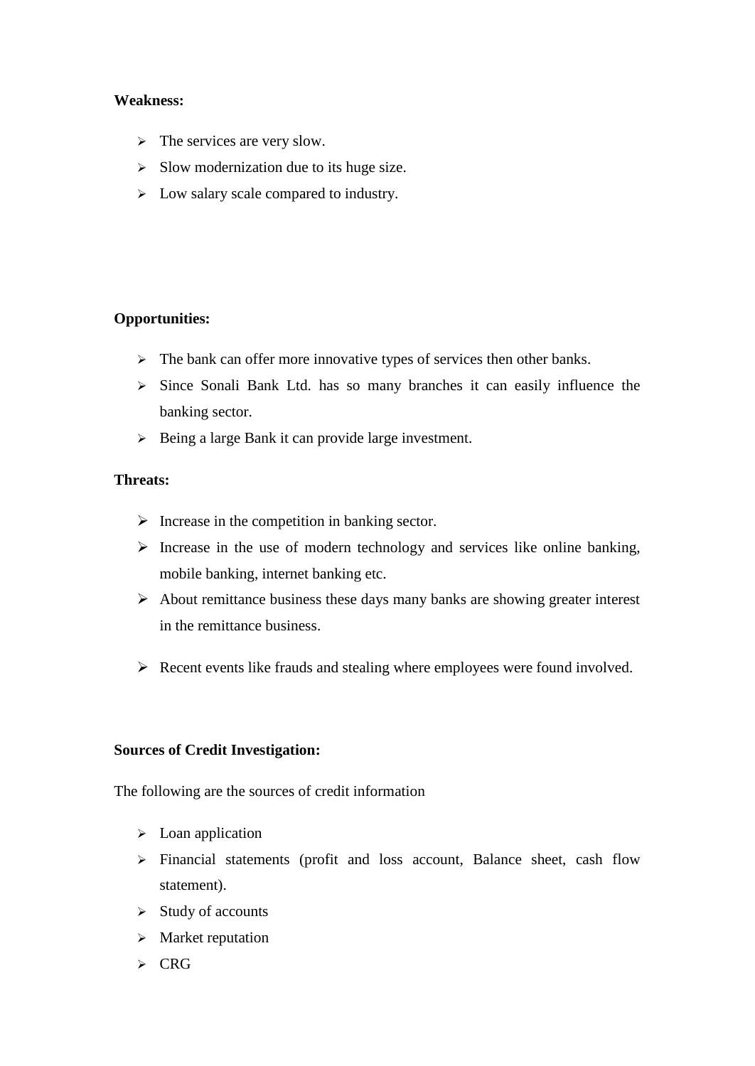**Weakness:**

- The services are very slow.
- Slow modernization due to its huge size.
- Low salary scale compared to industry.

**Opportunities:**

- The bank can offer more innovative types of services then other banks.
- Since Sonali Bank Ltd. has so many branches it can easily influence the banking sector.
- Being a large Bank it can provide large investment.

**Threats:**

- Increase in the competition in banking sector.
- Increase in the use of modern technology and services like online banking, mobile banking, internet banking etc.
- About remittance business these days many banks are showing greater interest in the remittance business.
- Recent events like frauds and stealing where employees were found involved.

**Sources of Credit Investigation:**

The following are the sources of credit information

- Loan application
- Financial statements (profit and loss account, Balance sheet, cash flow statement).
- Study of accounts
- Market reputation
- CRG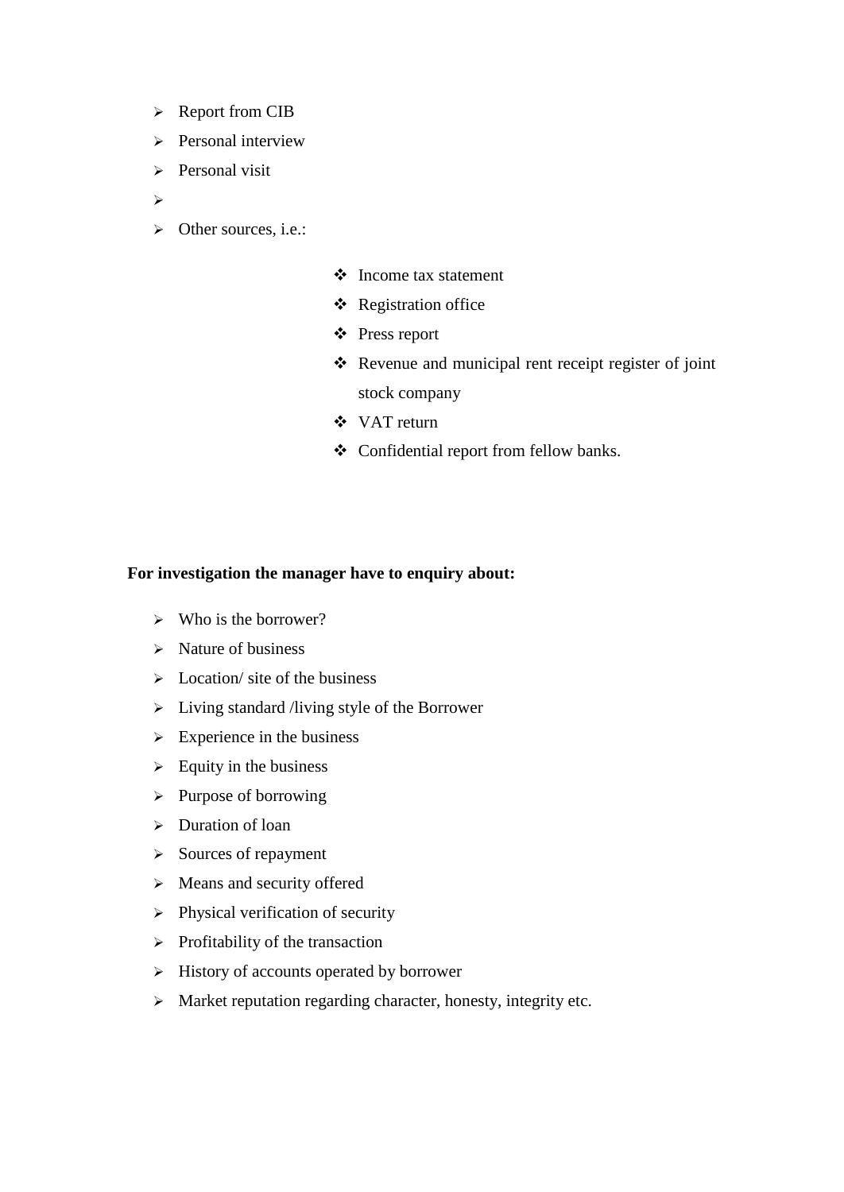- Report from CIB
- Personal interview
- Personal visit
- 
- Other sources, i.e.:
    - Income tax statement
    - Registration office
    - Press report
    - Revenue and municipal rent receipt register of joint stock company
    - VAT return
    - Confidential report from fellow banks.

**For investigation the manager have to enquiry about:**

- Who is the borrower?
- Nature of business
- Location/ site of the business
- Living standard /living style of the Borrower
- Experience in the business
- Equity in the business
- Purpose of borrowing
- Duration of loan
- Sources of repayment
- Means and security offered
- Physical verification of security
- Profitability of the transaction
- History of accounts operated by borrower
- Market reputation regarding character, honesty, integrity etc.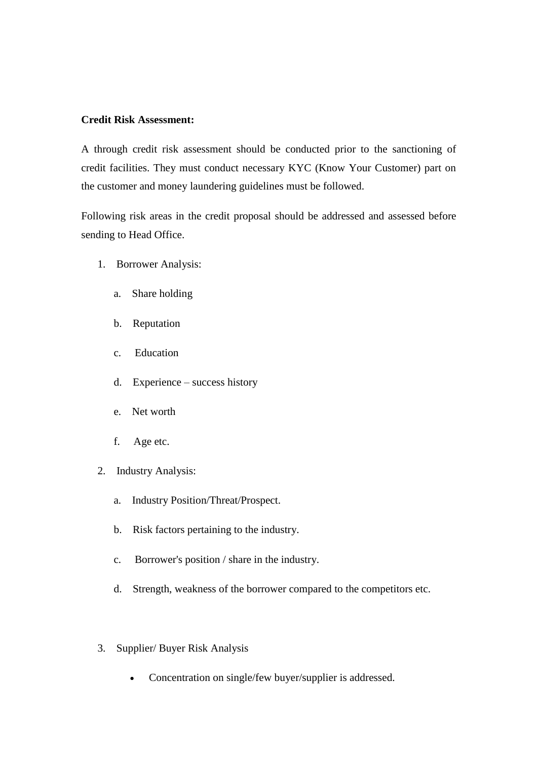**Credit Risk Assessment:**

A through credit risk assessment should be conducted prior to the sanctioning of credit facilities. They must conduct necessary KYC (Know Your Customer) part on the customer and money laundering guidelines must be followed.

Following risk areas in the credit proposal should be addressed and assessed before sending to Head Office.

1. Borrower Analysis:
   a. Share holding
   b. Reputation
   c. Education
   d. Experience – success history
   e. Net worth
   f. Age etc.
2. Industry Analysis:
   a. Industry Position/Threat/Prospect.
   b. Risk factors pertaining to the industry.
   c. Borrower's position / share in the industry.
   d. Strength, weakness of the borrower compared to the competitors etc.
3. Supplier/ Buyer Risk Analysis
   - Concentration on single/few buyer/supplier is addressed.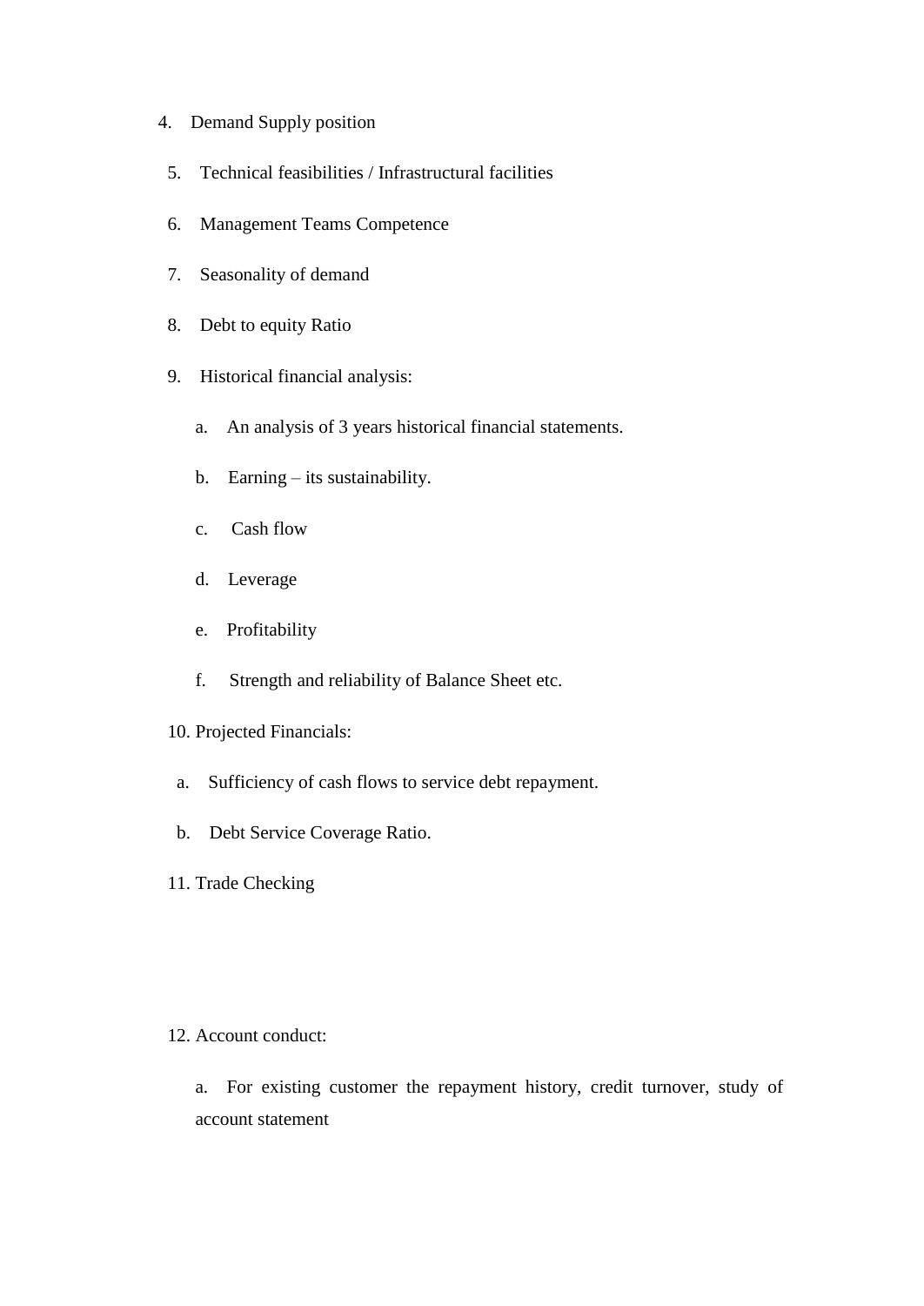4. Demand Supply position
5. Technical feasibilities / Infrastructural facilities
6. Management Teams Competence
7. Seasonality of demand
8. Debt to equity Ratio
9. Historical financial analysis:
   a. An analysis of 3 years historical financial statements.
   b. Earning – its sustainability.
   c. Cash flow
   d. Leverage
   e. Profitability
   f. Strength and reliability of Balance Sheet etc.
10. Projected Financials:
    a. Sufficiency of cash flows to service debt repayment.
    b. Debt Service Coverage Ratio.
11. Trade Checking
12. Account conduct:
    a. For existing customer the repayment history, credit turnover, study of account statement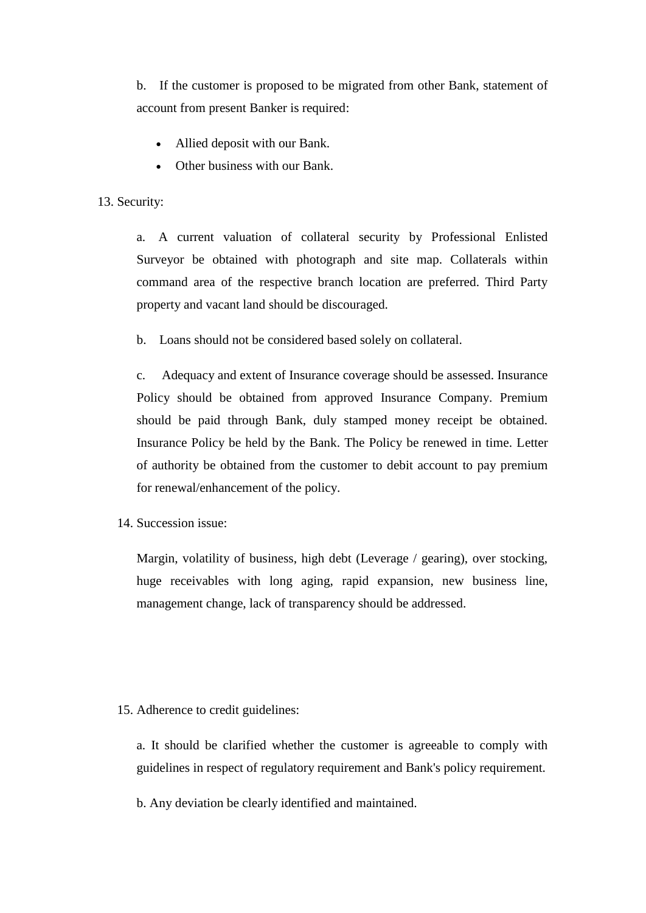b. If the customer is proposed to be migrated from other Bank, statement of account from present Banker is required:

- Allied deposit with our Bank.
- Other business with our Bank.

13. Security:

a. A current valuation of collateral security by Professional Enlisted Surveyor be obtained with photograph and site map. Collaterals within command area of the respective branch location are preferred. Third Party property and vacant land should be discouraged.

b. Loans should not be considered based solely on collateral.

c. Adequacy and extent of Insurance coverage should be assessed. Insurance Policy should be obtained from approved Insurance Company. Premium should be paid through Bank, duly stamped money receipt be obtained. Insurance Policy be held by the Bank. The Policy be renewed in time. Letter of authority be obtained from the customer to debit account to pay premium for renewal/enhancement of the policy.

14. Succession issue:

Margin, volatility of business, high debt (Leverage / gearing), over stocking, huge receivables with long aging, rapid expansion, new business line, management change, lack of transparency should be addressed.

15. Adherence to credit guidelines:

a. It should be clarified whether the customer is agreeable to comply with guidelines in respect of regulatory requirement and Bank's policy requirement.

b. Any deviation be clearly identified and maintained.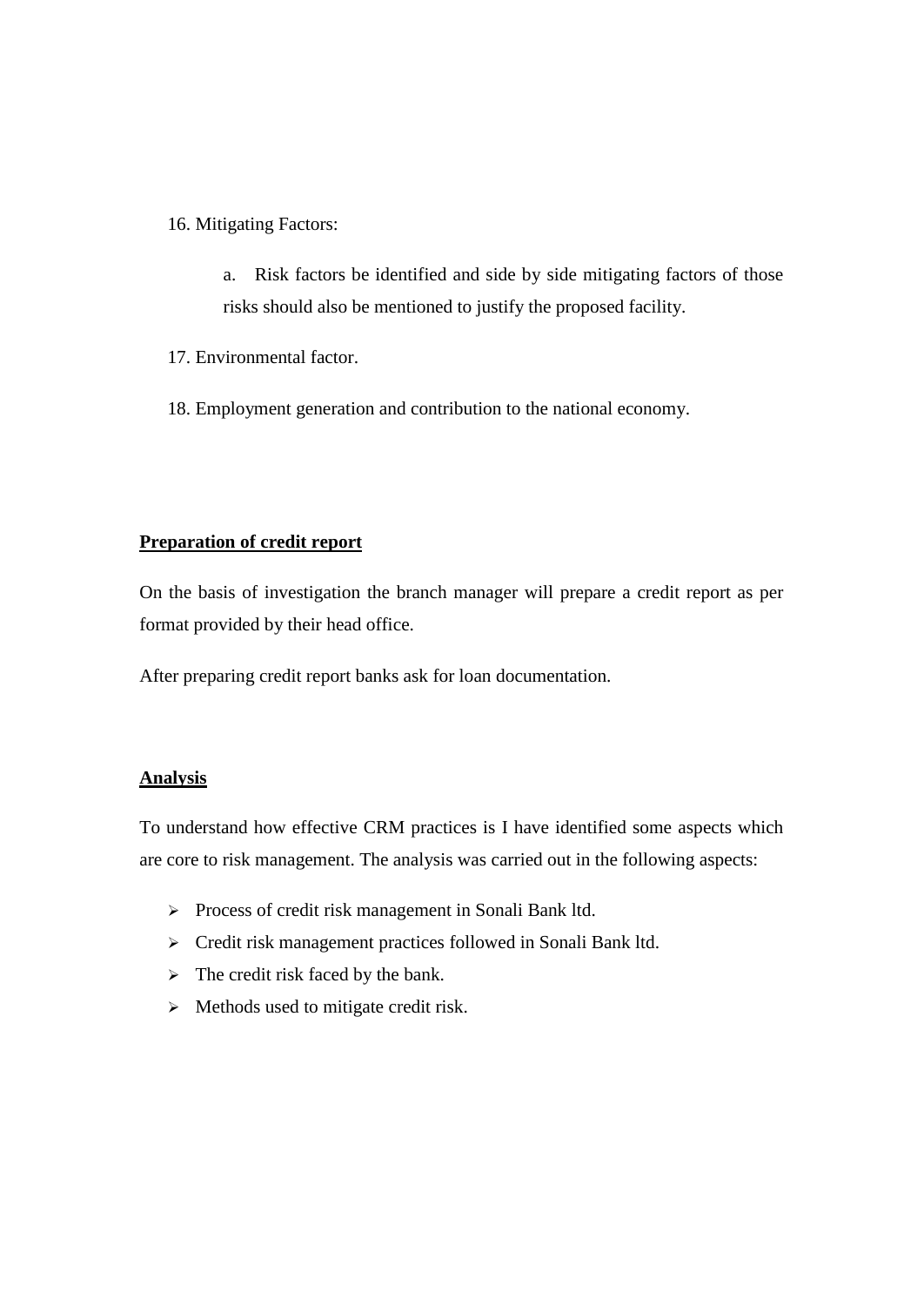16. Mitigating Factors:

    a. Risk factors be identified and side by side mitigating factors of those risks should also be mentioned to justify the proposed facility.

17. Environmental factor.

18. Employment generation and contribution to the national economy.

**<u>Preparation of credit report</u>**

On the basis of investigation the branch manager will prepare a credit report as per format provided by their head office.

After preparing credit report banks ask for loan documentation.

**<u>Analysis</u>**

To understand how effective CRM practices is I have identified some aspects which are core to risk management. The analysis was carried out in the following aspects:

- Process of credit risk management in Sonali Bank ltd.
- Credit risk management practices followed in Sonali Bank ltd.
- The credit risk faced by the bank.
- Methods used to mitigate credit risk.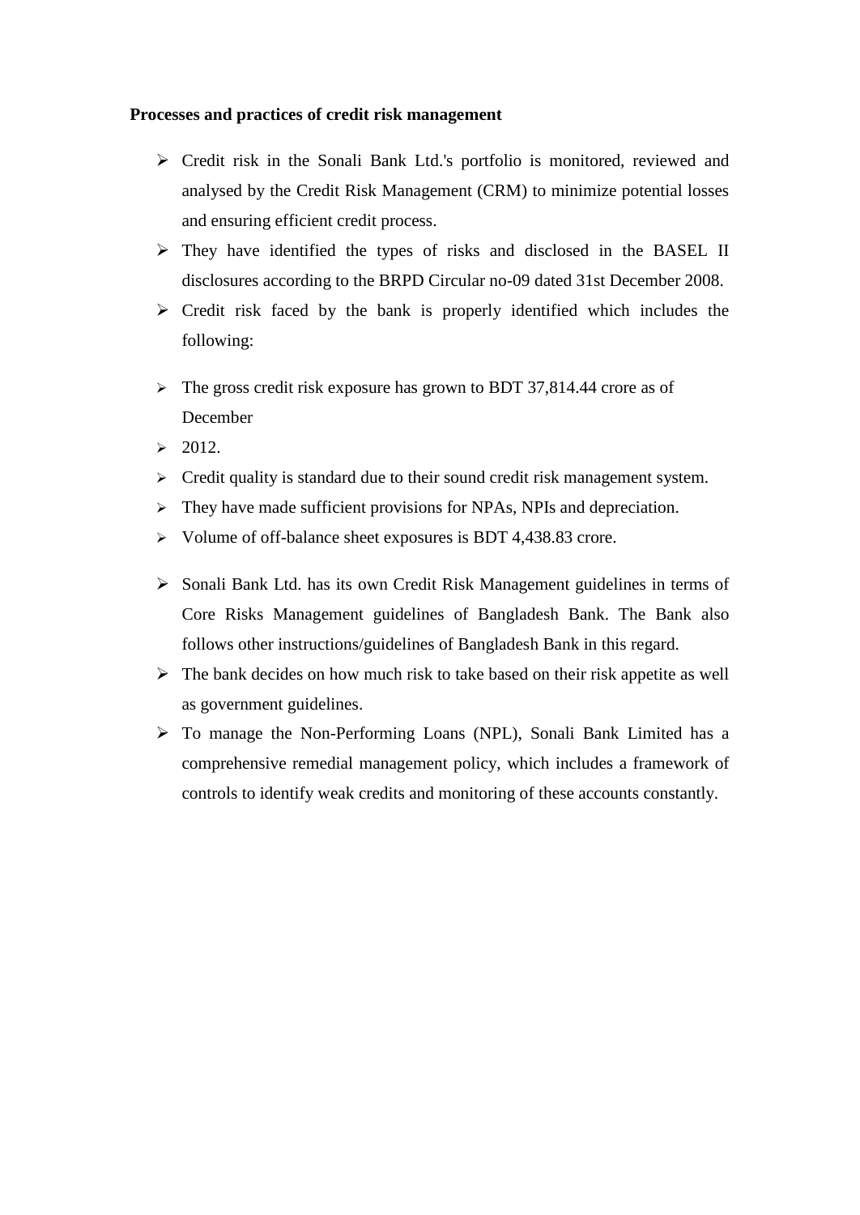**Processes and practices of credit risk management**

- Credit risk in the Sonali Bank Ltd.'s portfolio is monitored, reviewed and analysed by the Credit Risk Management (CRM) to minimize potential losses and ensuring efficient credit process.
- They have identified the types of risks and disclosed in the BASEL II disclosures according to the BRPD Circular no-09 dated 31st December 2008.
- Credit risk faced by the bank is properly identified which includes the following:

- The gross credit risk exposure has grown to BDT 37,814.44 crore as of December
- 2012.
- Credit quality is standard due to their sound credit risk management system.
- They have made sufficient provisions for NPAs, NPIs and depreciation.
- Volume of off-balance sheet exposures is BDT 4,438.83 crore.

- Sonali Bank Ltd. has its own Credit Risk Management guidelines in terms of Core Risks Management guidelines of Bangladesh Bank. The Bank also follows other instructions/guidelines of Bangladesh Bank in this regard.
- The bank decides on how much risk to take based on their risk appetite as well as government guidelines.
- To manage the Non-Performing Loans (NPL), Sonali Bank Limited has a comprehensive remedial management policy, which includes a framework of controls to identify weak credits and monitoring of these accounts constantly.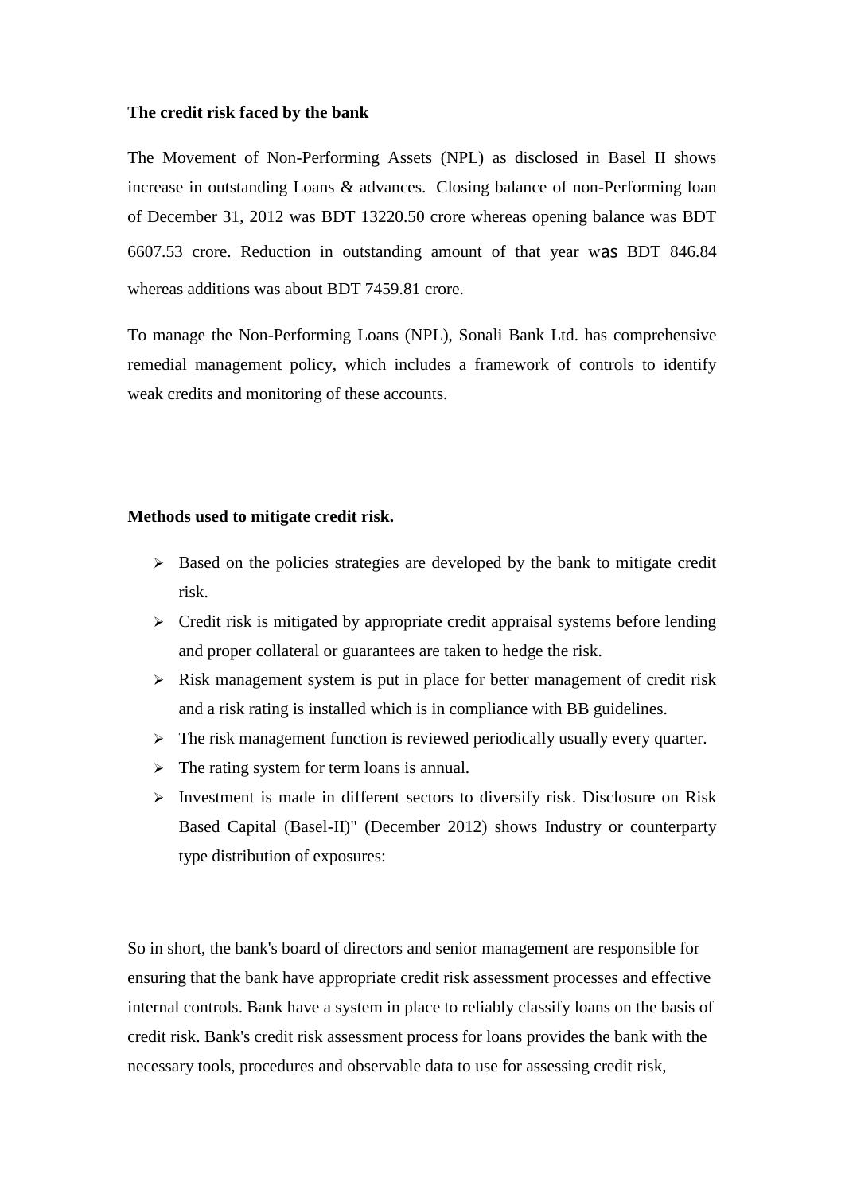**The credit risk faced by the bank**

The Movement of Non-Performing Assets (NPL) as disclosed in Basel II shows increase in outstanding Loans & advances. Closing balance of non-Performing loan of December 31, 2012 was BDT 13220.50 crore whereas opening balance was BDT 6607.53 crore. Reduction in outstanding amount of that year was BDT 846.84 whereas additions was about BDT 7459.81 crore.

To manage the Non-Performing Loans (NPL), Sonali Bank Ltd. has comprehensive remedial management policy, which includes a framework of controls to identify weak credits and monitoring of these accounts.

**Methods used to mitigate credit risk.**

- Based on the policies strategies are developed by the bank to mitigate credit risk.
- Credit risk is mitigated by appropriate credit appraisal systems before lending and proper collateral or guarantees are taken to hedge the risk.
- Risk management system is put in place for better management of credit risk and a risk rating is installed which is in compliance with BB guidelines.
- The risk management function is reviewed periodically usually every quarter.
- The rating system for term loans is annual.
- Investment is made in different sectors to diversify risk. Disclosure on Risk Based Capital (Basel-II)" (December 2012) shows Industry or counterparty type distribution of exposures:

So in short, the bank's board of directors and senior management are responsible for ensuring that the bank have appropriate credit risk assessment processes and effective internal controls. Bank have a system in place to reliably classify loans on the basis of credit risk. Bank's credit risk assessment process for loans provides the bank with the necessary tools, procedures and observable data to use for assessing credit risk,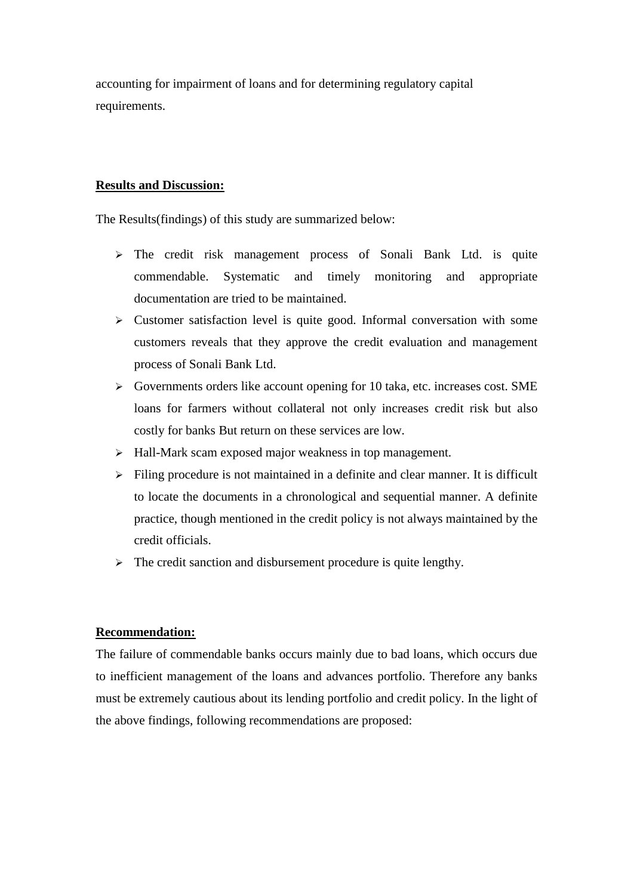accounting for impairment of loans and for determining regulatory capital requirements.

**Results and Discussion:**

The Results(findings) of this study are summarized below:

- The credit risk management process of Sonali Bank Ltd. is quite commendable. Systematic and timely monitoring and appropriate documentation are tried to be maintained.
- Customer satisfaction level is quite good. Informal conversation with some customers reveals that they approve the credit evaluation and management process of Sonali Bank Ltd.
- Governments orders like account opening for 10 taka, etc. increases cost. SME loans for farmers without collateral not only increases credit risk but also costly for banks But return on these services are low.
- Hall-Mark scam exposed major weakness in top management.
- Filing procedure is not maintained in a definite and clear manner. It is difficult to locate the documents in a chronological and sequential manner. A definite practice, though mentioned in the credit policy is not always maintained by the credit officials.
- The credit sanction and disbursement procedure is quite lengthy.

**Recommendation:**

The failure of commendable banks occurs mainly due to bad loans, which occurs due to inefficient management of the loans and advances portfolio. Therefore any banks must be extremely cautious about its lending portfolio and credit policy. In the light of the above findings, following recommendations are proposed: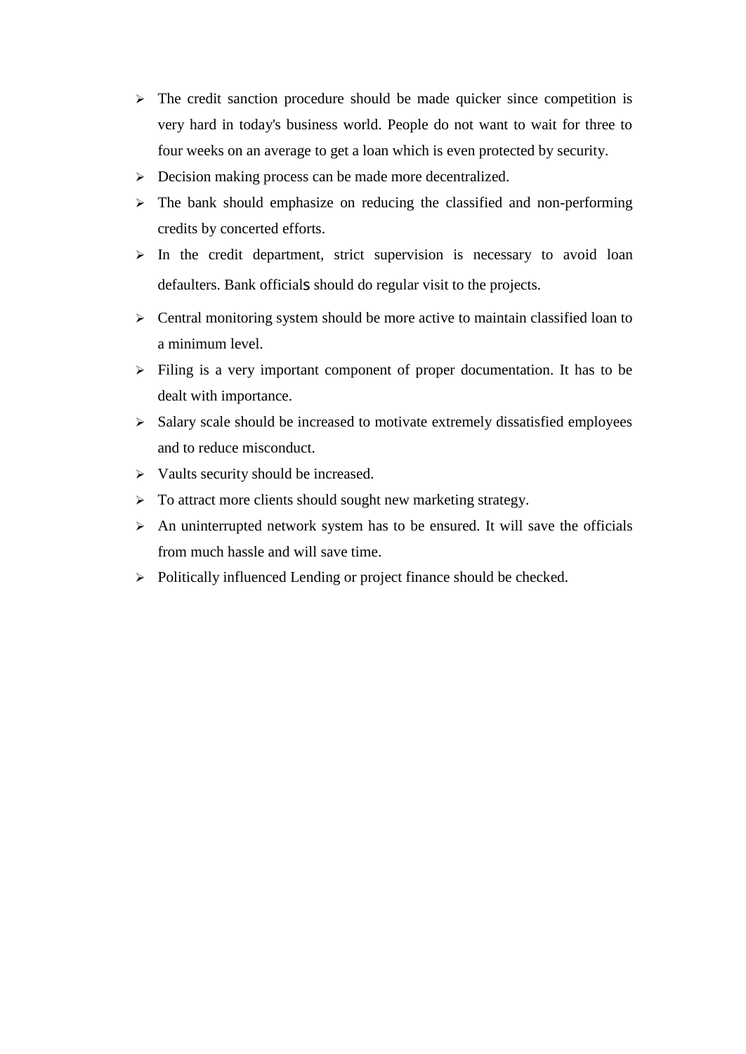- The credit sanction procedure should be made quicker since competition is very hard in today's business world. People do not want to wait for three to four weeks on an average to get a loan which is even protected by security.
- Decision making process can be made more decentralized.
- The bank should emphasize on reducing the classified and non-performing credits by concerted efforts.
- In the credit department, strict supervision is necessary to avoid loan defaulters. Bank officials should do regular visit to the projects.
- Central monitoring system should be more active to maintain classified loan to a minimum level.
- Filing is a very important component of proper documentation. It has to be dealt with importance.
- Salary scale should be increased to motivate extremely dissatisfied employees and to reduce misconduct.
- Vaults security should be increased.
- To attract more clients should sought new marketing strategy.
- An uninterrupted network system has to be ensured. It will save the officials from much hassle and will save time.
- Politically influenced Lending or project finance should be checked.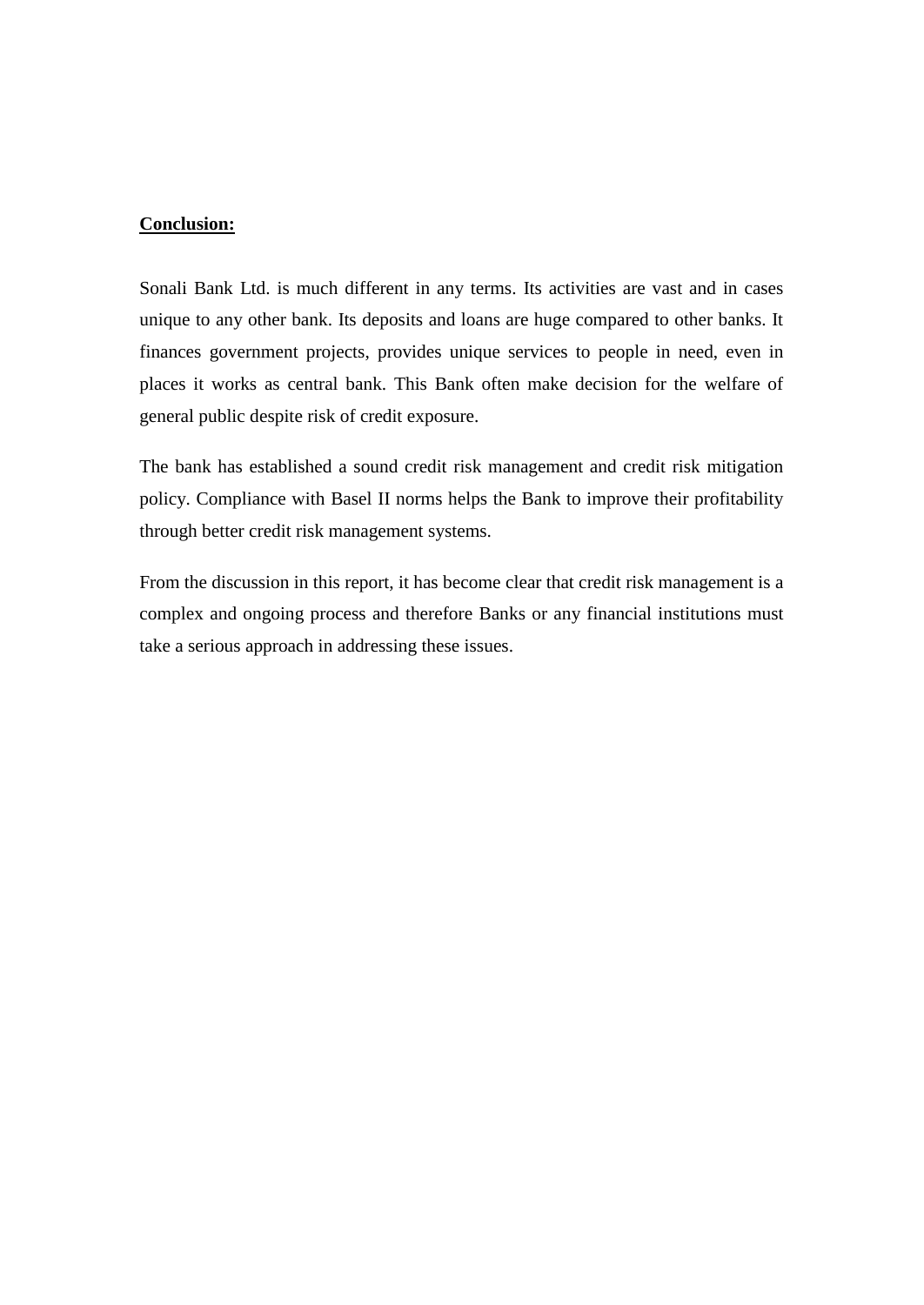**Conclusion:**

Sonali Bank Ltd. is much different in any terms. Its activities are vast and in cases unique to any other bank. Its deposits and loans are huge compared to other banks. It finances government projects, provides unique services to people in need, even in places it works as central bank. This Bank often make decision for the welfare of general public despite risk of credit exposure.

The bank has established a sound credit risk management and credit risk mitigation policy. Compliance with Basel II norms helps the Bank to improve their profitability through better credit risk management systems.

From the discussion in this report, it has become clear that credit risk management is a complex and ongoing process and therefore Banks or any financial institutions must take a serious approach in addressing these issues.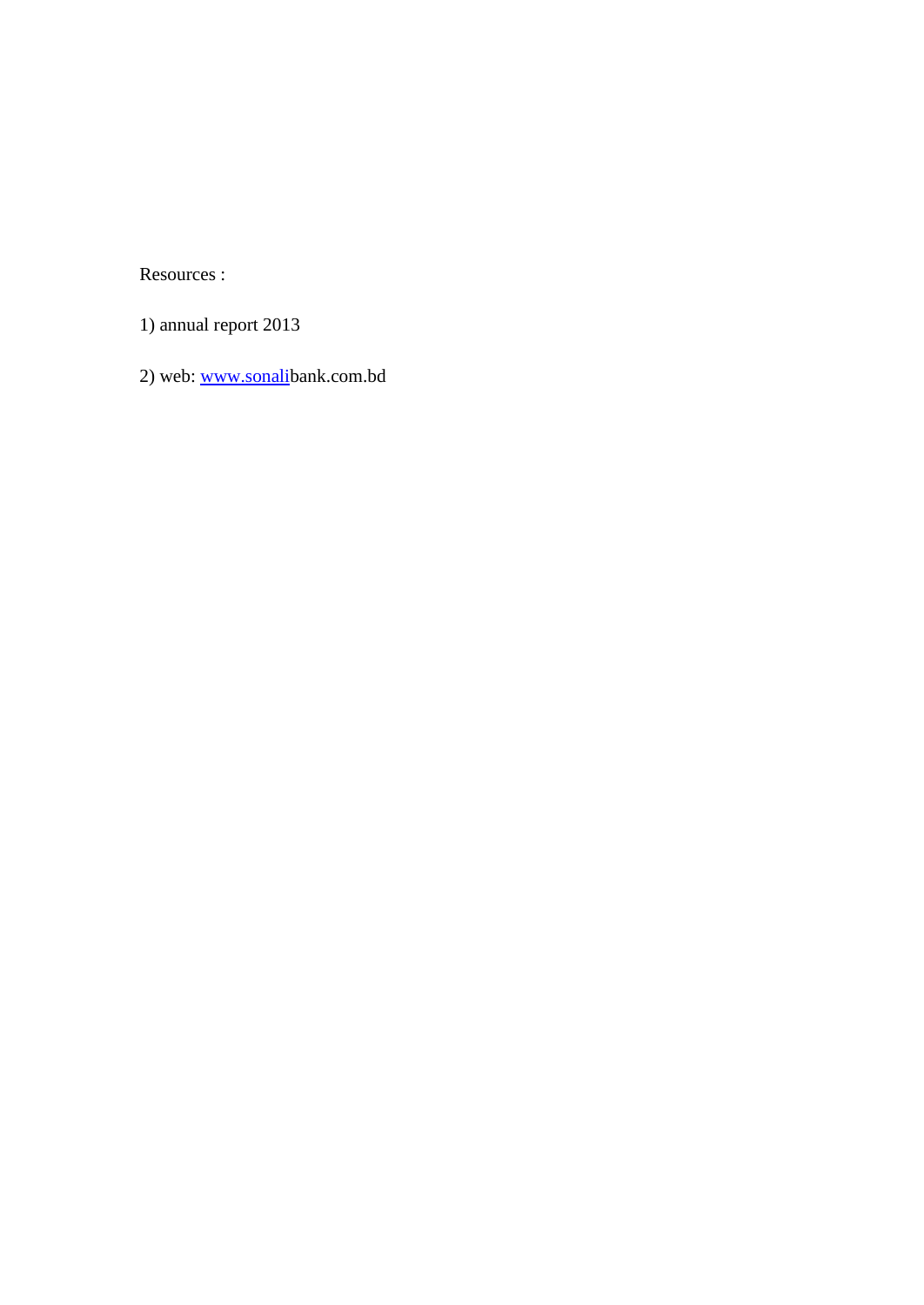Resources :

1) annual report 2013

2) web: www.sonalibank.com.bd